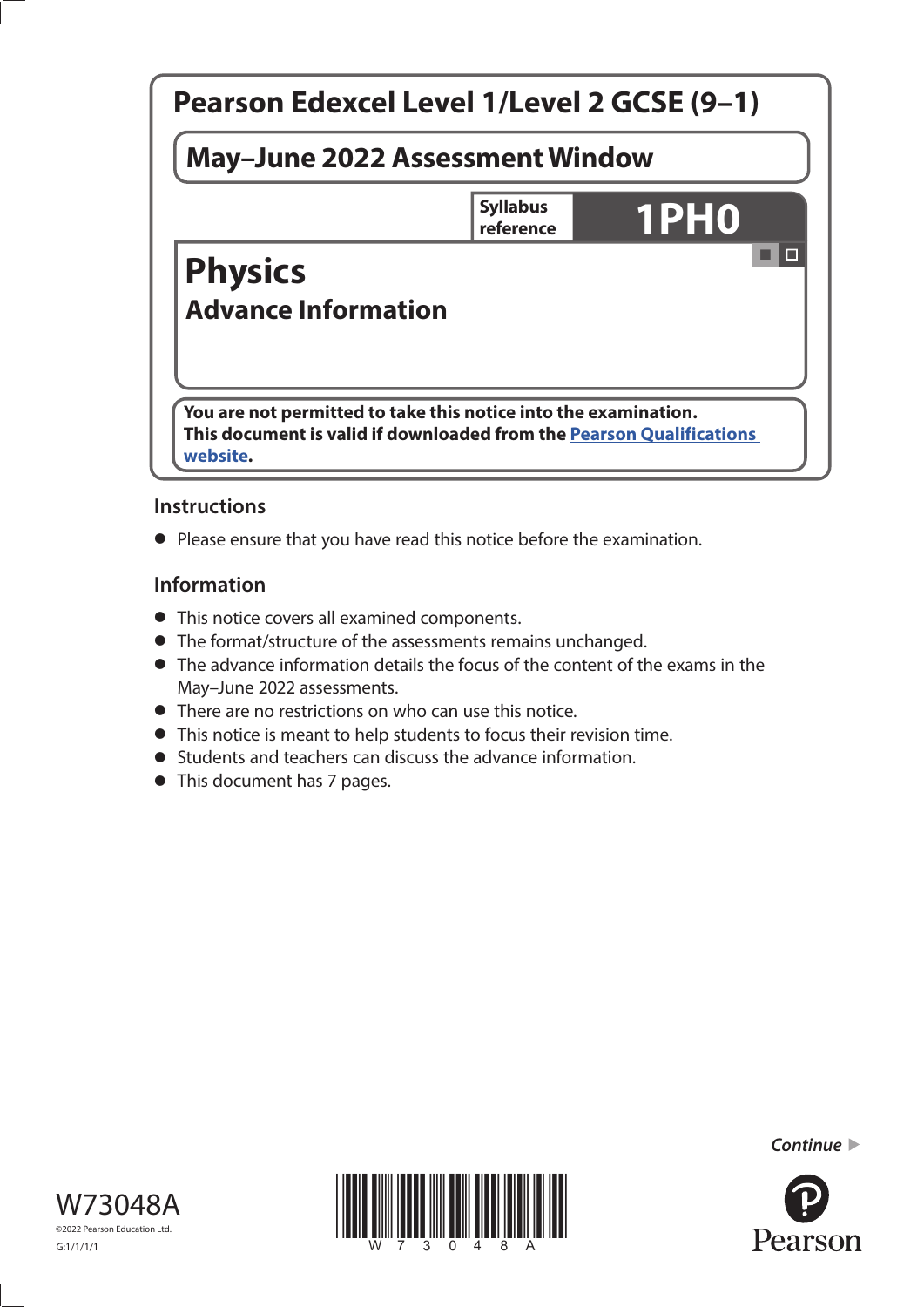# Pearson Edexcel Level 1/Level 2 GCSE (9–1)

## May–June 2022 Assessment Window

**Syllabus reference** **1PH0**

# Physics

## Advance Information

**You are not permitted to take this notice into the examination.**
**This document is valid if downloaded from the Pearson Qualifications website.**

### Instructions

- Please ensure that you have read this notice before the examination.

### Information

- This notice covers all examined components.
- The format/structure of the assessments remains unchanged.
- The advance information details the focus of the content of the exams in the May–June 2022 assessments.
- There are no restrictions on who can use this notice.
- This notice is meant to help students to focus their revision time.
- Students and teachers can discuss the advance information.
- This document has 7 pages.

*Continue* ▶

W73048A

©2022 Pearson Education Ltd.

G:1/1/1/1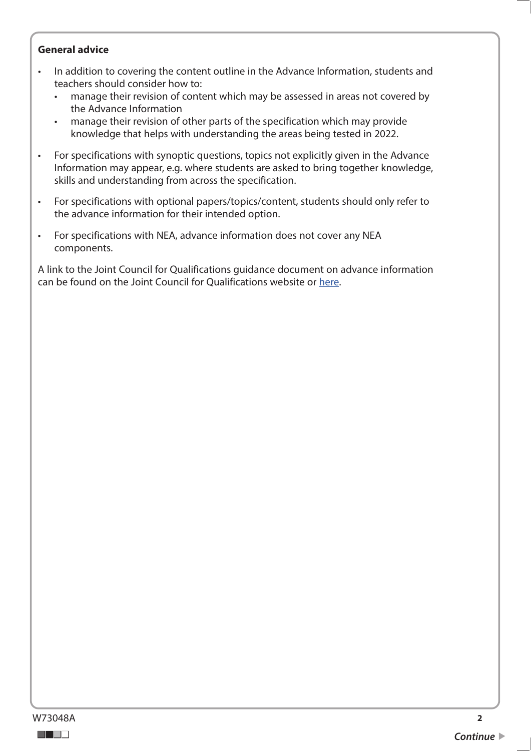**General advice**

- In addition to covering the content outline in the Advance Information, students and teachers should consider how to:
  - manage their revision of content which may be assessed in areas not covered by the Advance Information
  - manage their revision of other parts of the specification which may provide knowledge that helps with understanding the areas being tested in 2022.
- For specifications with synoptic questions, topics not explicitly given in the Advance Information may appear, e.g. where students are asked to bring together knowledge, skills and understanding from across the specification.
- For specifications with optional papers/topics/content, students should only refer to the advance information for their intended option.
- For specifications with NEA, advance information does not cover any NEA components.

A link to the Joint Council for Qualifications guidance document on advance information can be found on the Joint Council for Qualifications website or here.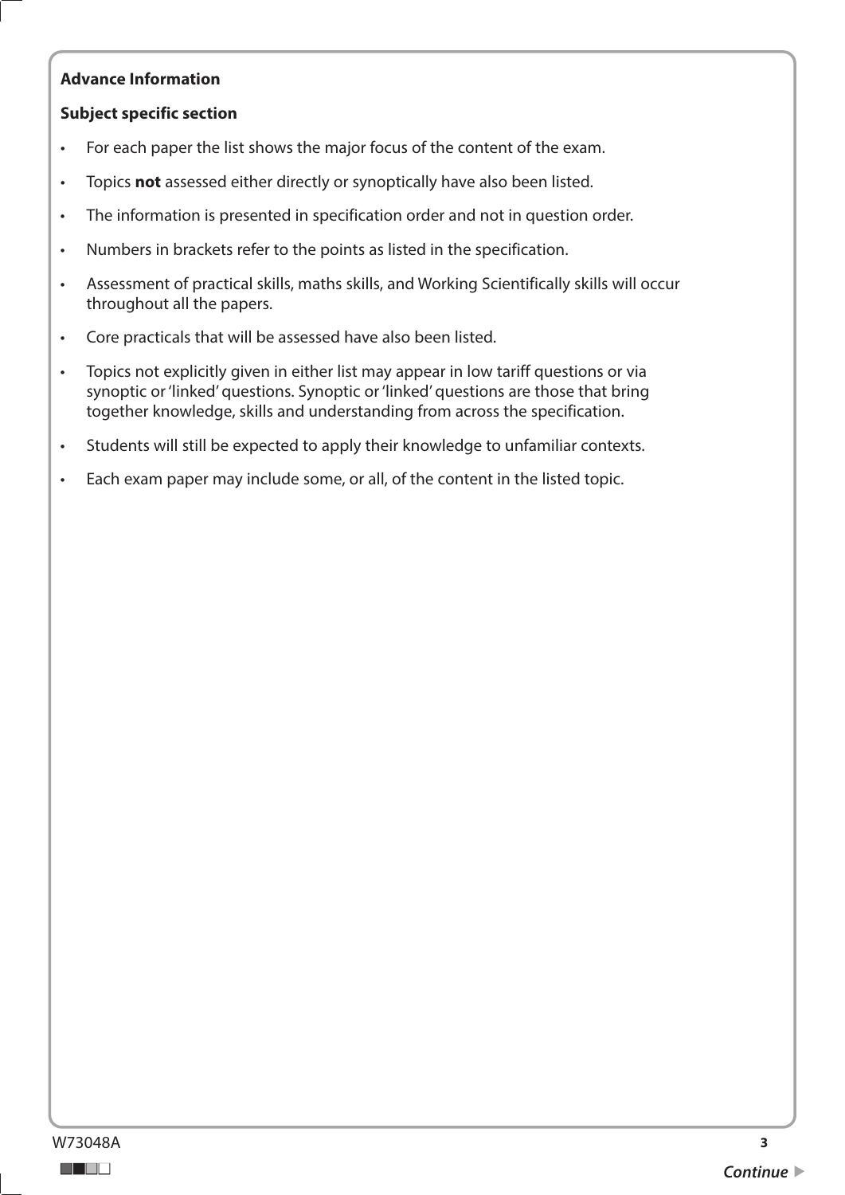**Advance Information**

**Subject specific section**

- For each paper the list shows the major focus of the content of the exam.
- Topics **not** assessed either directly or synoptically have also been listed.
- The information is presented in specification order and not in question order.
- Numbers in brackets refer to the points as listed in the specification.
- Assessment of practical skills, maths skills, and Working Scientifically skills will occur throughout all the papers.
- Core practicals that will be assessed have also been listed.
- Topics not explicitly given in either list may appear in low tariff questions or via synoptic or 'linked' questions. Synoptic or 'linked' questions are those that bring together knowledge, skills and understanding from across the specification.
- Students will still be expected to apply their knowledge to unfamiliar contexts.
- Each exam paper may include some, or all, of the content in the listed topic.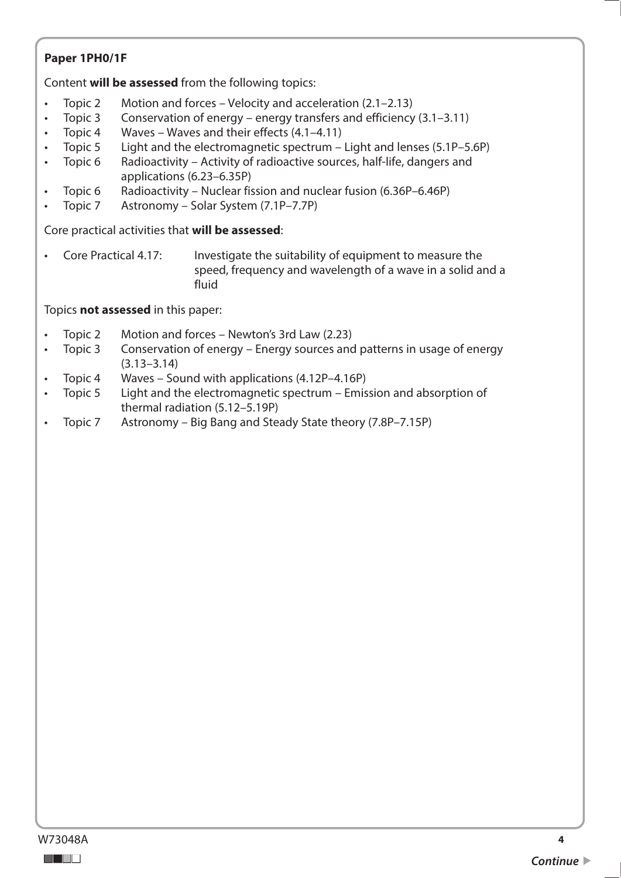**Paper 1PH0/1F**

Content **will be assessed** from the following topics:

- Topic 2 Motion and forces – Velocity and acceleration (2.1–2.13)
- Topic 3 Conservation of energy – energy transfers and efficiency (3.1–3.11)
- Topic 4 Waves – Waves and their effects (4.1–4.11)
- Topic 5 Light and the electromagnetic spectrum – Light and lenses (5.1P–5.6P)
- Topic 6 Radioactivity – Activity of radioactive sources, half-life, dangers and applications (6.23–6.35P)
- Topic 6 Radioactivity – Nuclear fission and nuclear fusion (6.36P–6.46P)
- Topic 7 Astronomy – Solar System (7.1P–7.7P)

Core practical activities that **will be assessed**:

- Core Practical 4.17: Investigate the suitability of equipment to measure the speed, frequency and wavelength of a wave in a solid and a fluid

Topics **not assessed** in this paper:

- Topic 2 Motion and forces – Newton's 3rd Law (2.23)
- Topic 3 Conservation of energy – Energy sources and patterns in usage of energy (3.13–3.14)
- Topic 4 Waves – Sound with applications (4.12P–4.16P)
- Topic 5 Light and the electromagnetic spectrum – Emission and absorption of thermal radiation (5.12–5.19P)
- Topic 7 Astronomy – Big Bang and Steady State theory (7.8P–7.15P)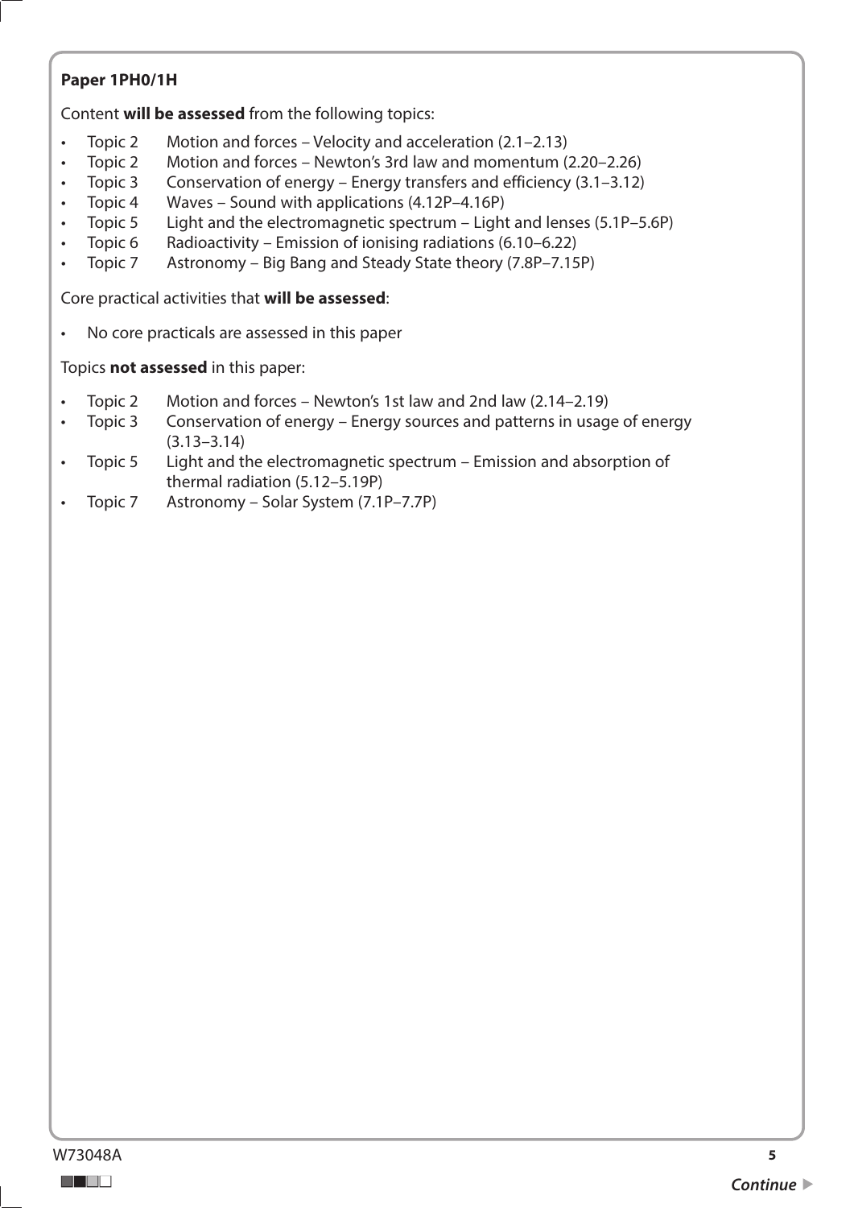**Paper 1PH0/1H**

Content **will be assessed** from the following topics:

- Topic 2 Motion and forces – Velocity and acceleration (2.1–2.13)
- Topic 2 Motion and forces – Newton’s 3rd law and momentum (2.20–2.26)
- Topic 3 Conservation of energy – Energy transfers and efficiency (3.1–3.12)
- Topic 4 Waves – Sound with applications (4.12P–4.16P)
- Topic 5 Light and the electromagnetic spectrum – Light and lenses (5.1P–5.6P)
- Topic 6 Radioactivity – Emission of ionising radiations (6.10–6.22)
- Topic 7 Astronomy – Big Bang and Steady State theory (7.8P–7.15P)

Core practical activities that **will be assessed**:

- No core practicals are assessed in this paper

Topics **not assessed** in this paper:

- Topic 2 Motion and forces – Newton’s 1st law and 2nd law (2.14–2.19)
- Topic 3 Conservation of energy – Energy sources and patterns in usage of energy (3.13–3.14)
- Topic 5 Light and the electromagnetic spectrum – Emission and absorption of thermal radiation (5.12–5.19P)
- Topic 7 Astronomy – Solar System (7.1P–7.7P)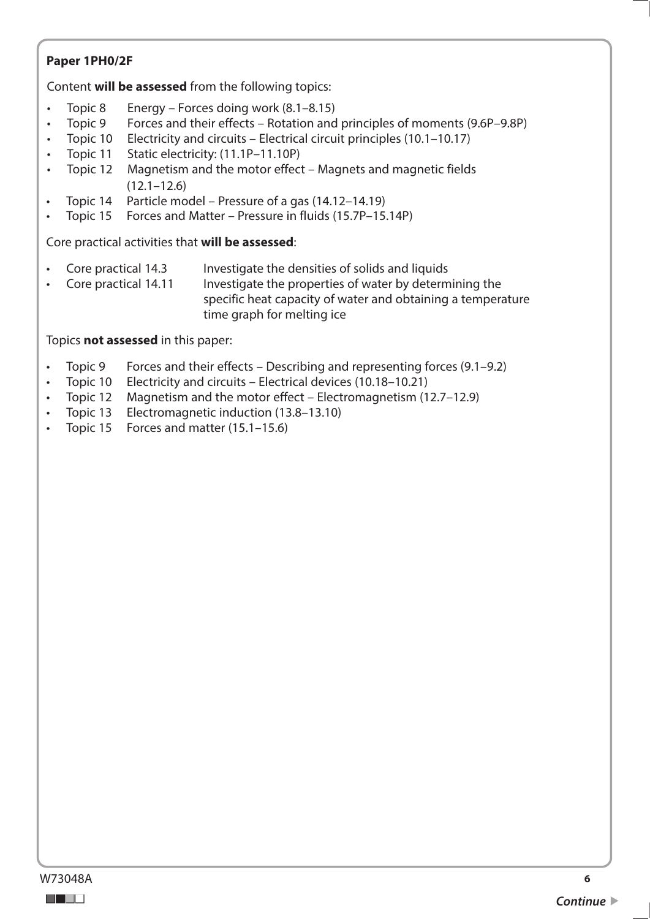**Paper 1PH0/2F**

Content **will be assessed** from the following topics:

- Topic 8 Energy – Forces doing work (8.1–8.15)
- Topic 9 Forces and their effects – Rotation and principles of moments (9.6P–9.8P)
- Topic 10 Electricity and circuits – Electrical circuit principles (10.1–10.17)
- Topic 11 Static electricity: (11.1P–11.10P)
- Topic 12 Magnetism and the motor effect – Magnets and magnetic fields (12.1–12.6)
- Topic 14 Particle model – Pressure of a gas (14.12–14.19)
- Topic 15 Forces and Matter – Pressure in fluids (15.7P–15.14P)

Core practical activities that **will be assessed**:

- Core practical 14.3 Investigate the densities of solids and liquids
- Core practical 14.11 Investigate the properties of water by determining the specific heat capacity of water and obtaining a temperature time graph for melting ice

Topics **not assessed** in this paper:

- Topic 9 Forces and their effects – Describing and representing forces (9.1–9.2)
- Topic 10 Electricity and circuits – Electrical devices (10.18–10.21)
- Topic 12 Magnetism and the motor effect – Electromagnetism (12.7–12.9)
- Topic 13 Electromagnetic induction (13.8–13.10)
- Topic 15 Forces and matter (15.1–15.6)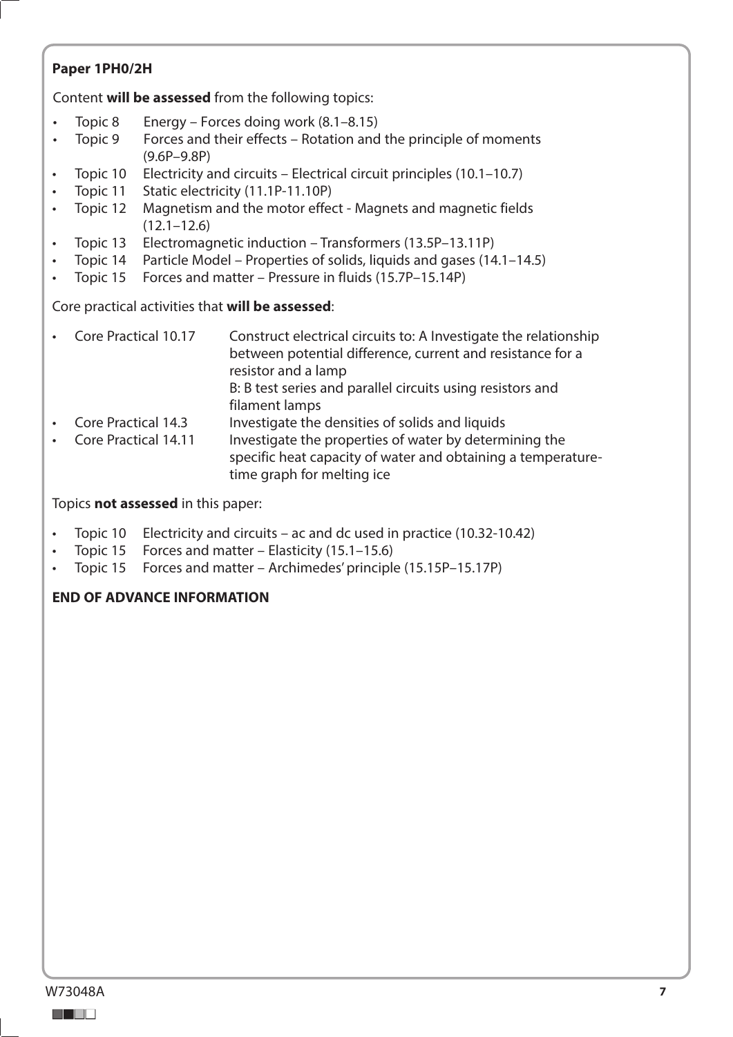**Paper 1PH0/2H**

Content **will be assessed** from the following topics:

- Topic 8 Energy – Forces doing work (8.1–8.15)
- Topic 9 Forces and their effects – Rotation and the principle of moments (9.6P–9.8P)
- Topic 10 Electricity and circuits – Electrical circuit principles (10.1–10.7)
- Topic 11 Static electricity (11.1P-11.10P)
- Topic 12 Magnetism and the motor effect - Magnets and magnetic fields (12.1–12.6)
- Topic 13 Electromagnetic induction – Transformers (13.5P–13.11P)
- Topic 14 Particle Model – Properties of solids, liquids and gases (14.1–14.5)
- Topic 15 Forces and matter – Pressure in fluids (15.7P–15.14P)

Core practical activities that **will be assessed**:

- Core Practical 10.17 Construct electrical circuits to: A Investigate the relationship between potential difference, current and resistance for a resistor and a lamp
  B: B test series and parallel circuits using resistors and filament lamps
- Core Practical 14.3 Investigate the densities of solids and liquids
- Core Practical 14.11 Investigate the properties of water by determining the specific heat capacity of water and obtaining a temperature-time graph for melting ice

Topics **not assessed** in this paper:

- Topic 10 Electricity and circuits – ac and dc used in practice (10.32-10.42)
- Topic 15 Forces and matter – Elasticity (15.1–15.6)
- Topic 15 Forces and matter – Archimedes' principle (15.15P–15.17P)

**END OF ADVANCE INFORMATION**